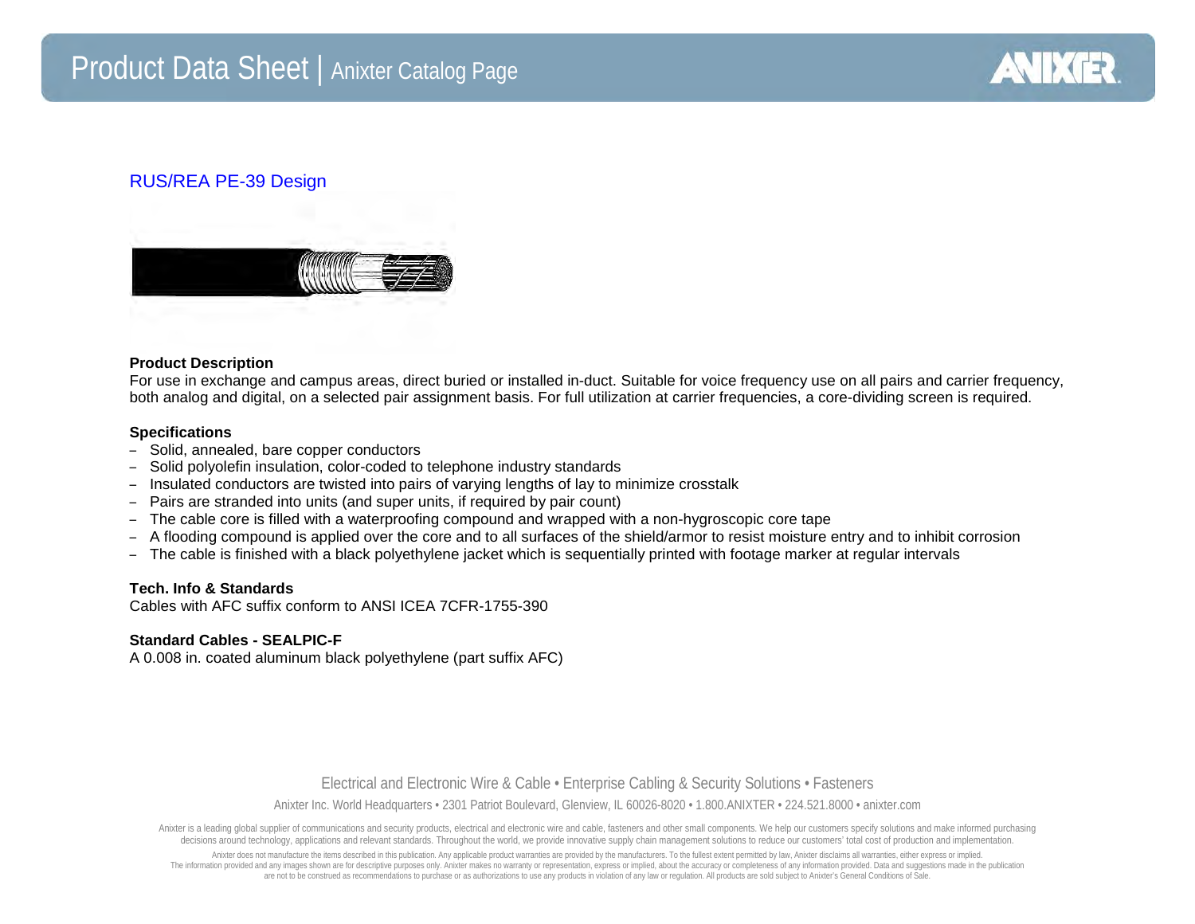# Product Data Sheet | Anixter Catalog Page

## RUS/REA PE-39 Design

**Product Description**

For use in exchange and campus areas, direct buried or installed in-duct. Suitable for voice frequency use on all pairs and carrier frequency, both analog and digital, on a selected pair assignment basis. For full utilization at carrier frequencies, a core-dividing screen is required.

**Specifications**

- Solid, annealed, bare copper conductors
- Solid polyolefin insulation, color-coded to telephone industry standards
- Insulated conductors are twisted into pairs of varying lengths of lay to minimize crosstalk
- Pairs are stranded into units (and super units, if required by pair count)
- The cable core is filled with a waterproofing compound and wrapped with a non-hygroscopic core tape
- A flooding compound is applied over the core and to all surfaces of the shield/armor to resist moisture entry and to inhibit corrosion
- The cable is finished with a black polyethylene jacket which is sequentially printed with footage marker at regular intervals

**Tech. Info & Standards**

Cables with AFC suffix conform to ANSI ICEA 7CFR-1755-390

**Standard Cables - SEALPIC-F**

A 0.008 in. coated aluminum black polyethylene (part suffix AFC)

Electrical and Electronic Wire & Cable • Enterprise Cabling & Security Solutions • Fasteners

Anixter Inc. World Headquarters • 2301 Patriot Boulevard, Glenview, IL 60026-8020 • 1.800.ANIXTER • 224.521.8000 • anixter.com

Anixter is a leading global supplier of communications and security products, electrical and electronic wire and cable, fasteners and other small components. We help our customers specify solutions and make informed purchasing decisions around technology, applications and relevant standards. Throughout the world, we provide innovative supply chain management solutions to reduce our customers' total cost of production and implementation.

Anixter does not manufacture the items described in this publication. Any applicable product warranties are provided by the manufacturers. To the fullest extent permitted by law, Anixter disclaims all warranties, either express or implied. The information provided and any images shown are for descriptive purposes only. Anixter makes no warranty or representation, express or implied, about the accuracy or completeness of any information provided. Data and suggestions made in the publication are not to be construed as recommendations to purchase or as authorizations to use any products in violation of any law or regulation. All products are sold subject to Anixter's General Conditions of Sale.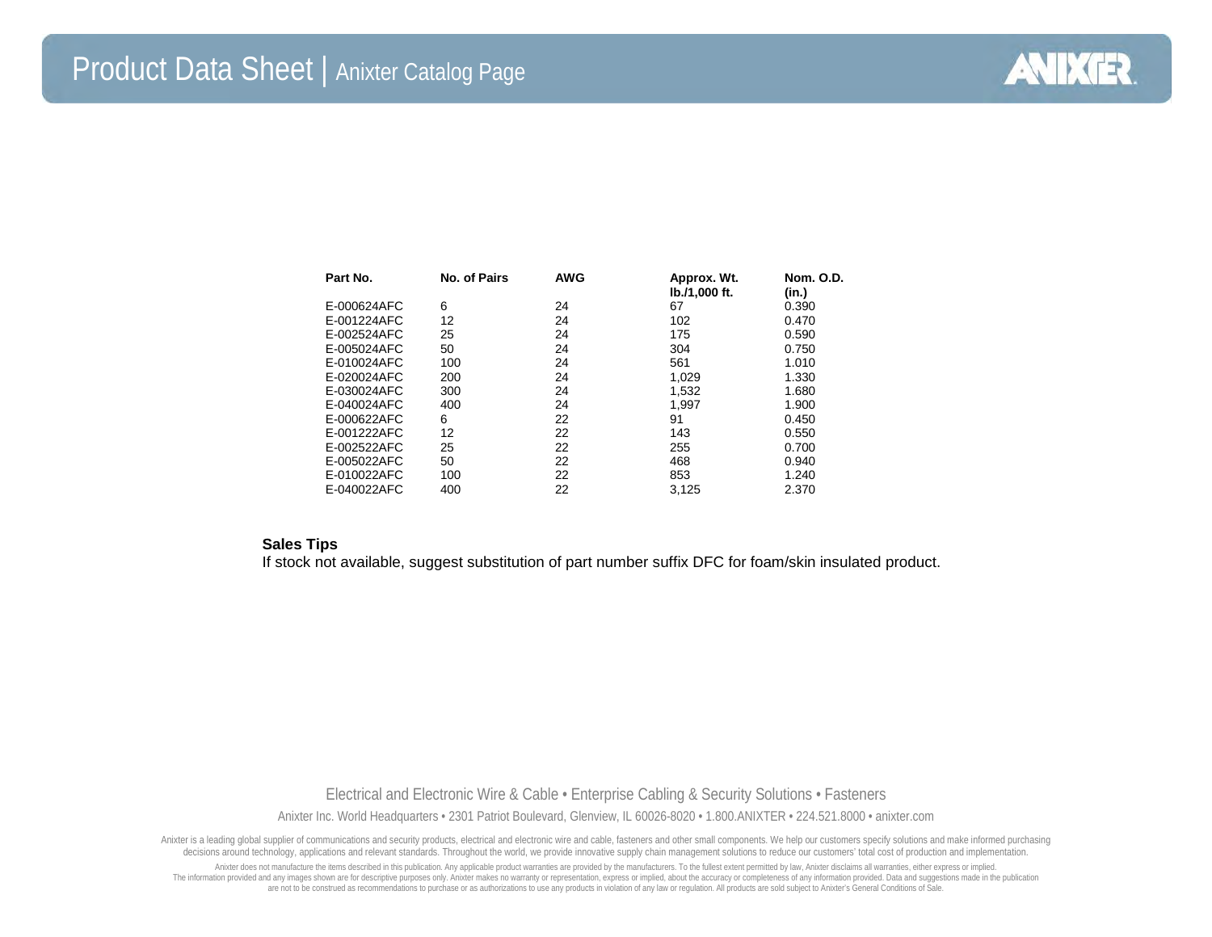| Part No. | No. of Pairs | AWG | Approx. Wt. lb./1,000 ft. | Nom. O.D. (in.) |
|---|---|---|---|---|
| E-000624AFC | 6 | 24 | 67 | 0.390 |
| E-001224AFC | 12 | 24 | 102 | 0.470 |
| E-002524AFC | 25 | 24 | 175 | 0.590 |
| E-005024AFC | 50 | 24 | 304 | 0.750 |
| E-010024AFC | 100 | 24 | 561 | 1.010 |
| E-020024AFC | 200 | 24 | 1,029 | 1.330 |
| E-030024AFC | 300 | 24 | 1,532 | 1.680 |
| E-040024AFC | 400 | 24 | 1,997 | 1.900 |
| E-000622AFC | 6 | 22 | 91 | 0.450 |
| E-001222AFC | 12 | 22 | 143 | 0.550 |
| E-002522AFC | 25 | 22 | 255 | 0.700 |
| E-005022AFC | 50 | 22 | 468 | 0.940 |
| E-010022AFC | 100 | 22 | 853 | 1.240 |
| E-040022AFC | 400 | 22 | 3,125 | 2.370 |

**Sales Tips**

If stock not available, suggest substitution of part number suffix DFC for foam/skin insulated product.

Electrical and Electronic Wire & Cable • Enterprise Cabling & Security Solutions • Fasteners

Anixter Inc. World Headquarters • 2301 Patriot Boulevard, Glenview, IL 60026-8020 • 1.800.ANIXTER • 224.521.8000 • anixter.com

Anixter is a leading global supplier of communications and security products, electrical and electronic wire and cable, fasteners and other small components. We help our customers specify solutions and make informed purchasing decisions around technology, applications and relevant standards. Throughout the world, we provide innovative supply chain management solutions to reduce our customers' total cost of production and implementation.

Anixter does not manufacture the items described in this publication. Any applicable product warranties are provided by the manufacturers. To the fullest extent permitted by law, Anixter disclaims all warranties, either express or implied. The information provided and any images shown are for descriptive purposes only. Anixter makes no warranty or representation, express or implied, about the accuracy or completeness of any information provided. Data and suggestions made in the publication are not to be construed as recommendations to purchase or as authorizations to use any products in violation of any law or regulation. All products are sold subject to Anixter's General Conditions of Sale.